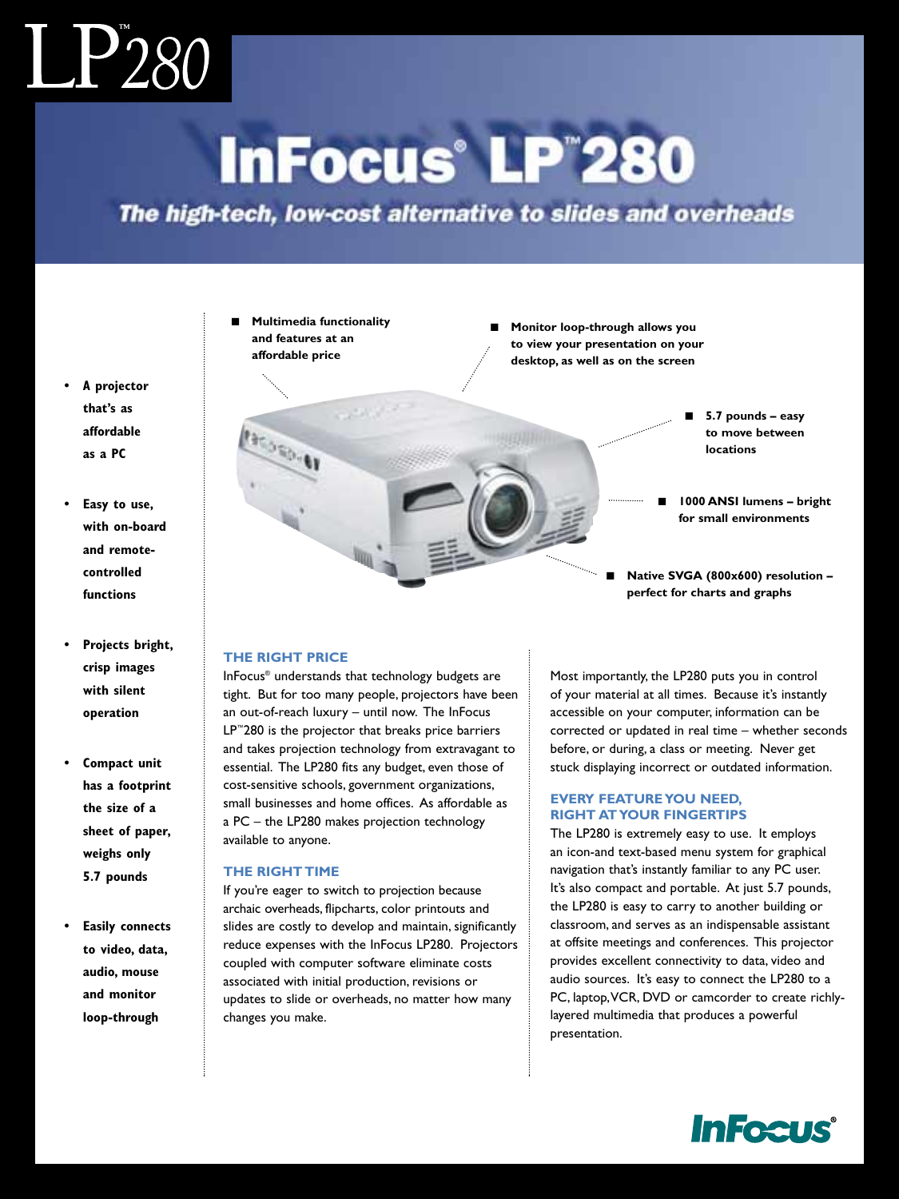# LP™280

# InFocus® LP™280

***The high-tech, low-cost alternative to slides and overheads***

- **A projector that's as affordable as a PC**
- **Easy to use, with on-board and remote-controlled functions**
- **Projects bright, crisp images with silent operation**
- **Compact unit has a footprint the size of a sheet of paper, weighs only 5.7 pounds**
- **Easily connects to video, data, audio, mouse and monitor loop-through**

- **Multimedia functionality and features at an affordable price**
- **Monitor loop-through allows you to view your presentation on your desktop, as well as on the screen**
- **5.7 pounds – easy to move between locations**
- **1000 ANSI lumens – bright for small environments**
- **Native SVGA (800x600) resolution – perfect for charts and graphs**

## THE RIGHT PRICE

InFocus® understands that technology budgets are tight. But for too many people, projectors have been an out-of-reach luxury – until now. The InFocus LP™280 is the projector that breaks price barriers and takes projection technology from extravagant to essential. The LP280 fits any budget, even those of cost-sensitive schools, government organizations, small businesses and home offices. As affordable as a PC – the LP280 makes projection technology available to anyone.

## THE RIGHT TIME

If you're eager to switch to projection because archaic overheads, flipcharts, color printouts and slides are costly to develop and maintain, significantly reduce expenses with the InFocus LP280. Projectors coupled with computer software eliminate costs associated with initial production, revisions or updates to slide or overheads, no matter how many changes you make.

Most importantly, the LP280 puts you in control of your material at all times. Because it's instantly accessible on your computer, information can be corrected or updated in real time – whether seconds before, or during, a class or meeting. Never get stuck displaying incorrect or outdated information.

## EVERY FEATURE YOU NEED, RIGHT AT YOUR FINGERTIPS

The LP280 is extremely easy to use. It employs an icon-and text-based menu system for graphical navigation that's instantly familiar to any PC user. It's also compact and portable. At just 5.7 pounds, the LP280 is easy to carry to another building or classroom, and serves as an indispensable assistant at offsite meetings and conferences. This projector provides excellent connectivity to data, video and audio sources. It's easy to connect the LP280 to a PC, laptop, VCR, DVD or camcorder to create richly-layered multimedia that produces a powerful presentation.

InFocus®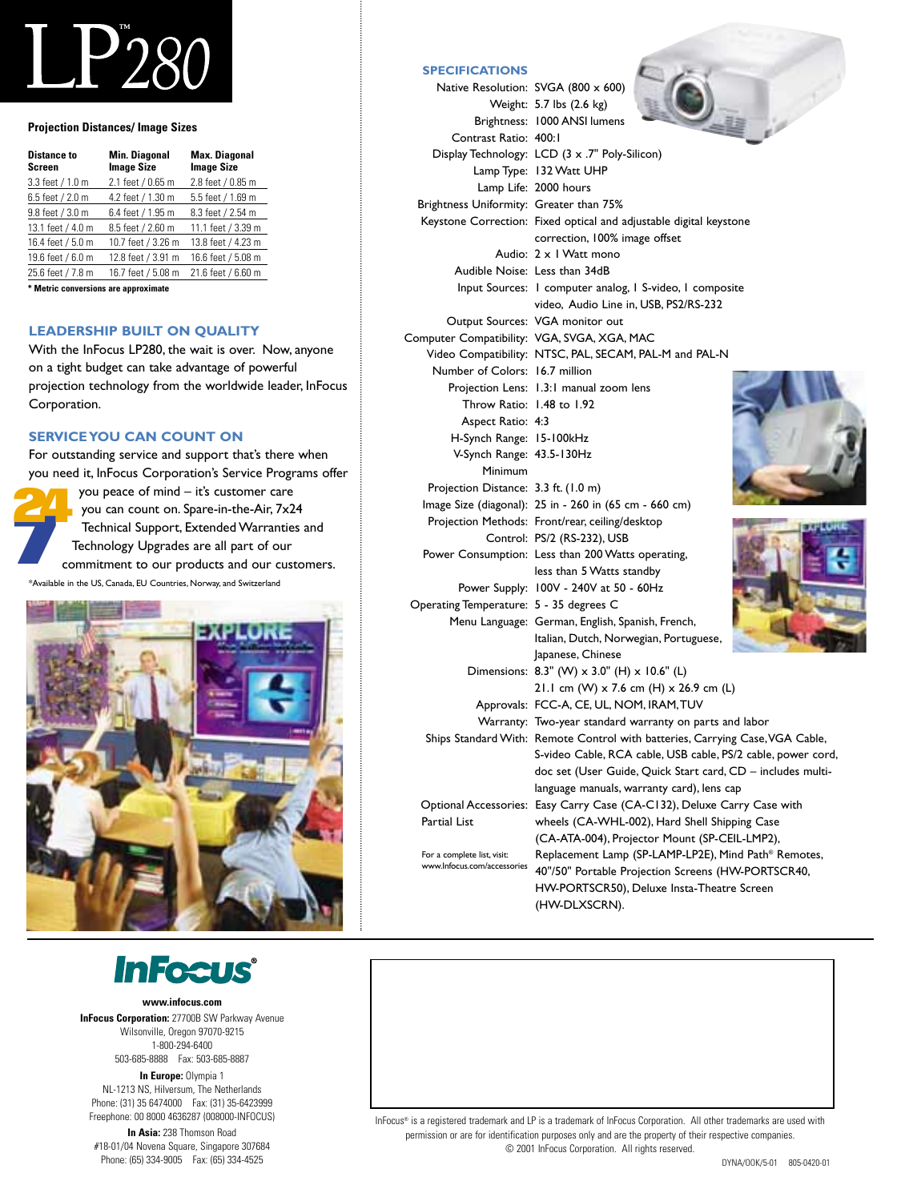# LP™280

### Projection Distances/ Image Sizes

| Distance to Screen | Min. Diagonal Image Size | Max. Diagonal Image Size |
|---|---|---|
| 3.3 feet / 1.0 m | 2.1 feet / 0.65 m | 2.8 feet / 0.85 m |
| 6.5 feet / 2.0 m | 4.2 feet / 1.30 m | 5.5 feet / 1.69 m |
| 9.8 feet / 3.0 m | 6.4 feet / 1.95 m | 8.3 feet / 2.54 m |
| 13.1 feet / 4.0 m | 8.5 feet / 2.60 m | 11.1 feet / 3.39 m |
| 16.4 feet / 5.0 m | 10.7 feet / 3.26 m | 13.8 feet / 4.23 m |
| 19.6 feet / 6.0 m | 12.8 feet / 3.91 m | 16.6 feet / 5.08 m |
| 25.6 feet / 7.8 m | 16.7 feet / 5.08 m | 21.6 feet / 6.60 m |

**\* Metric conversions are approximate**

## LEADERSHIP BUILT ON QUALITY

With the InFocus LP280, the wait is over. Now, anyone on a tight budget can take advantage of powerful projection technology from the worldwide leader, InFocus Corporation.

## SERVICE YOU CAN COUNT ON

For outstanding service and support that's there when you need it, InFocus Corporation's Service Programs offer you peace of mind – it's customer care you can count on. Spare-in-the-Air, 7x24 Technical Support, Extended Warranties and Technology Upgrades are all part of our commitment to our products and our customers.

*Available in the US, Canada, EU Countries, Norway, and Switzerland

## SPECIFICATIONS

| | |
|---|---|
| Native Resolution: | SVGA (800 x 600) |
| Weight: | 5.7 lbs (2.6 kg) |
| Brightness: | 1000 ANSI lumens |
| Contrast Ratio: | 400:1 |
| Display Technology: | LCD (3 x .7" Poly-Silicon) |
| Lamp Type: | 132 Watt UHP |
| Lamp Life: | 2000 hours |
| Brightness Uniformity: | Greater than 75% |
| Keystone Correction: | Fixed optical and adjustable digital keystone correction, 100% image offset |
| Audio: | 2 x 1 Watt mono |
| Audible Noise: | Less than 34dB |
| Input Sources: | 1 computer analog, 1 S-video, 1 composite video, Audio Line in, USB, PS2/RS-232 |
| Output Sources: | VGA monitor out |
| Computer Compatibility: | VGA, SVGA, XGA, MAC |
| Video Compatibility: | NTSC, PAL, SECAM, PAL-M and PAL-N |
| Number of Colors: | 16.7 million |
| Projection Lens: | 1.3:1 manual zoom lens |
| Throw Ratio: | 1.48 to 1.92 |
| Aspect Ratio: | 4:3 |
| H-Synch Range: | 15-100kHz |
| V-Synch Range: | 43.5-130Hz |
| Minimum Projection Distance: | 3.3 ft. (1.0 m) |
| Image Size (diagonal): | 25 in - 260 in (65 cm - 660 cm) |
| Projection Methods: | Front/rear, ceiling/desktop |
| Control: | PS/2 (RS-232), USB |
| Power Consumption: | Less than 200 Watts operating, less than 5 Watts standby |
| Power Supply: | 100V - 240V at 50 - 60Hz |
| Operating Temperature: | 5 - 35 degrees C |
| Menu Language: | German, English, Spanish, French, Italian, Dutch, Norwegian, Portuguese, Japanese, Chinese |
| Dimensions: | 8.3" (W) x 3.0" (H) x 10.6" (L) 21.1 cm (W) x 7.6 cm (H) x 26.9 cm (L) |
| Approvals: | FCC-A, CE, UL, NOM, IRAM, TUV |
| Warranty: | Two-year standard warranty on parts and labor |
| Ships Standard With: | Remote Control with batteries, Carrying Case, VGA Cable, S-video Cable, RCA cable, USB cable, PS/2 cable, power cord, doc set (User Guide, Quick Start card, CD – includes multi-language manuals, warranty card), lens cap |
| Optional Accessories: Partial List | Easy Carry Case (CA-C132), Deluxe Carry Case with wheels (CA-WHL-002), Hard Shell Shipping Case (CA-ATA-004), Projector Mount (SP-CEIL-LMP2), Replacement Lamp (SP-LAMP-LP2E), Mind Path® Remotes, 40"/50" Portable Projection Screens (HW-PORTSCR40, HW-PORTSCR50), Deluxe Insta-Theatre Screen (HW-DLXSCRN). |

For a complete list, visit: www.Infocus.com/accessories

**InFocus®**

**www.infocus.com**

**InFocus Corporation:** 27700B SW Parkway Avenue
Wilsonville, Oregon 97070-9215
1-800-294-6400
503-685-8888 Fax: 503-685-8887

**In Europe:** Olympia 1
NL-1213 NS, Hilversum, The Netherlands
Phone: (31) 35 6474000 Fax: (31) 35-6423999
Freephone: 00 8000 4636287 (008000-INFOCUS)

**In Asia:** 238 Thomson Road
#18-01/04 Novena Square, Singapore 307684
Phone: (65) 334-9005 Fax: (65) 334-4525

InFocus® is a registered trademark and LP is a trademark of InFocus Corporation. All other trademarks are used with permission or are for identification purposes only and are the property of their respective companies.
© 2001 InFocus Corporation. All rights reserved.

DYNA/OOK/5-01 805-0420-01